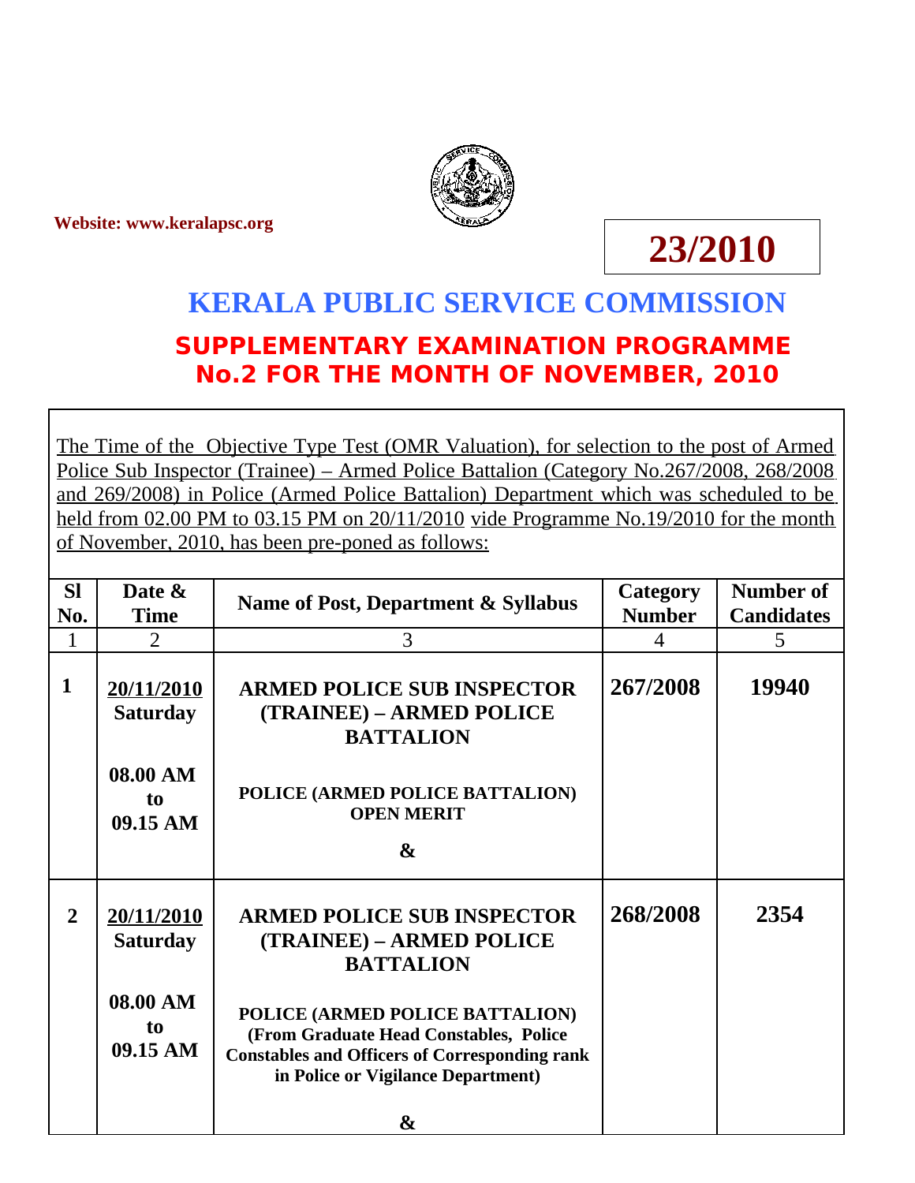Website: www.keralapsc.org

**23/2010**

# KERALA PUBLIC SERVICE COMMISSION

## SUPPLEMENTARY EXAMINATION PROGRAMME No.2 FOR THE MONTH OF NOVEMBER, 2010

The Time of the Objective Type Test (OMR Valuation), for selection to the post of Armed Police Sub Inspector (Trainee) – Armed Police Battalion (Category No.267/2008, 268/2008 and 269/2008) in Police (Armed Police Battalion) Department which was scheduled to be held from 02.00 PM to 03.15 PM on 20/11/2010 vide Programme No.19/2010 for the month of November, 2010, has been pre-poned as follows:

| Sl No. | Date & Time | Name of Post, Department & Syllabus | Category Number | Number of Candidates |
|---|---|---|---|---|
| 1 | 2 | 3 | 4 | 5 |
| **1** | **20/11/2010 Saturday 08.00 AM to 09.15 AM** | **ARMED POLICE SUB INSPECTOR (TRAINEE) – ARMED POLICE BATTALION** **POLICE (ARMED POLICE BATTALION) OPEN MERIT** **&** | **267/2008** | **19940** |
| **2** | **20/11/2010 Saturday 08.00 AM to 09.15 AM** | **ARMED POLICE SUB INSPECTOR (TRAINEE) – ARMED POLICE BATTALION** **POLICE (ARMED POLICE BATTALION) (From Graduate Head Constables, Police Constables and Officers of Corresponding rank in Police or Vigilance Department)** **&** | **268/2008** | **2354** |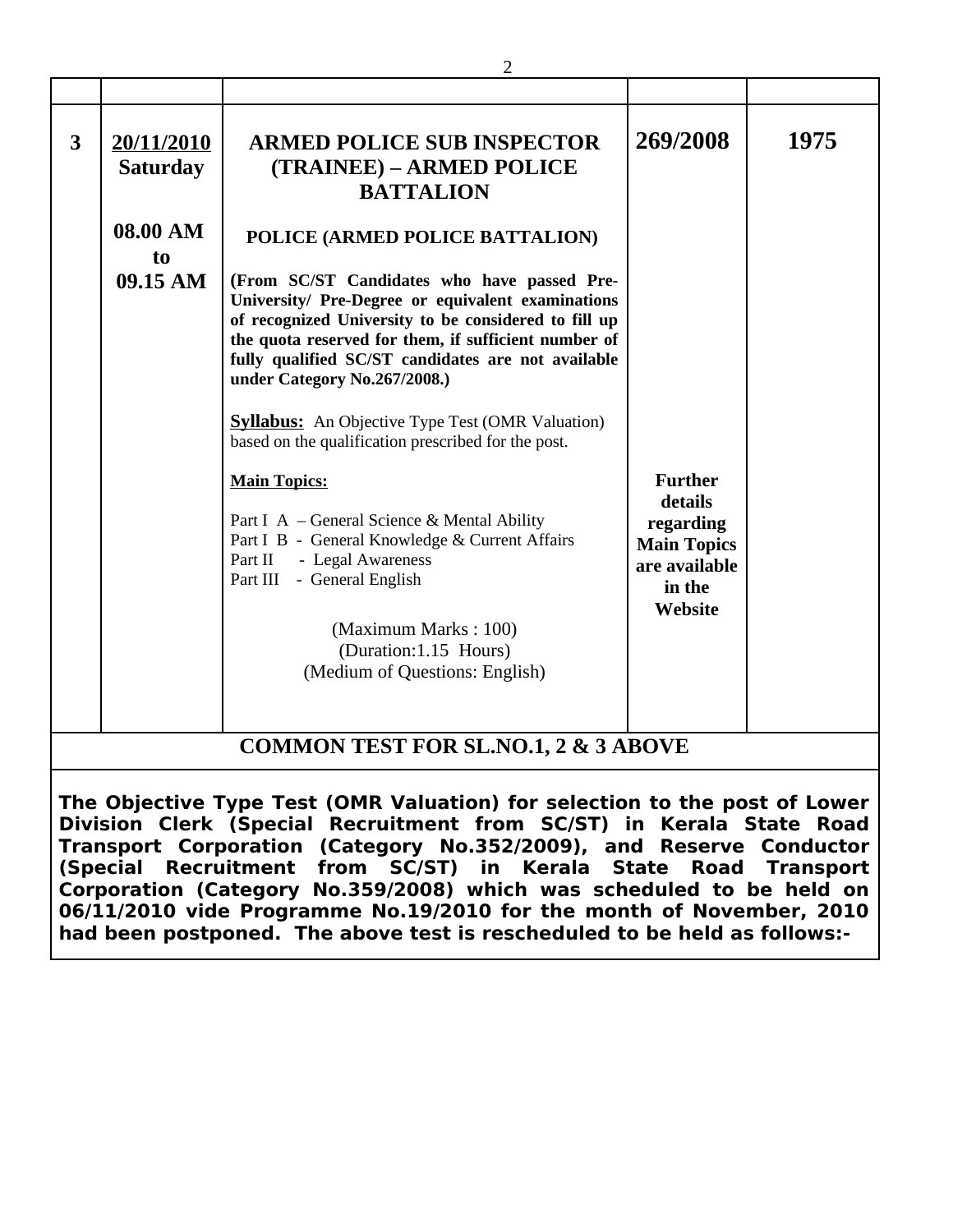| | | | | |
|---|---|---|---|---|
| **3** | **20/11/2010 Saturday**<br><br>**08.00 AM to 09.15 AM** | **ARMED POLICE SUB INSPECTOR (TRAINEE) – ARMED POLICE BATTALION**<br><br>**POLICE (ARMED POLICE BATTALION)**<br><br>**(From SC/ST Candidates who have passed Pre-University/ Pre-Degree or equivalent examinations of recognized University to be considered to fill up the quota reserved for them, if sufficient number of fully qualified SC/ST candidates are not available under Category No.267/2008.)**<br><br>**Syllabus:** An Objective Type Test (OMR Valuation) based on the qualification prescribed for the post.<br><br>**Main Topics:**<br><br>Part I A – General Science & Mental Ability<br>Part I B - General Knowledge & Current Affairs<br>Part II - Legal Awareness<br>Part III - General English<br><br>(Maximum Marks : 100)<br>(Duration:1.15 Hours)<br>(Medium of Questions: English) | **269/2008**<br><br>**Further details regarding Main Topics are available in the Website** | **1975** |

**COMMON TEST FOR SL.NO.1, 2 & 3 ABOVE**

**The Objective Type Test (OMR Valuation) for selection to the post of Lower Division Clerk (Special Recruitment from SC/ST) in Kerala State Road Transport Corporation (Category No.352/2009), and Reserve Conductor (Special Recruitment from SC/ST) in Kerala State Road Transport Corporation (Category No.359/2008) which was scheduled to be held on 06/11/2010 vide Programme No.19/2010 for the month of November, 2010 had been postponed. The above test is rescheduled to be held as follows:-**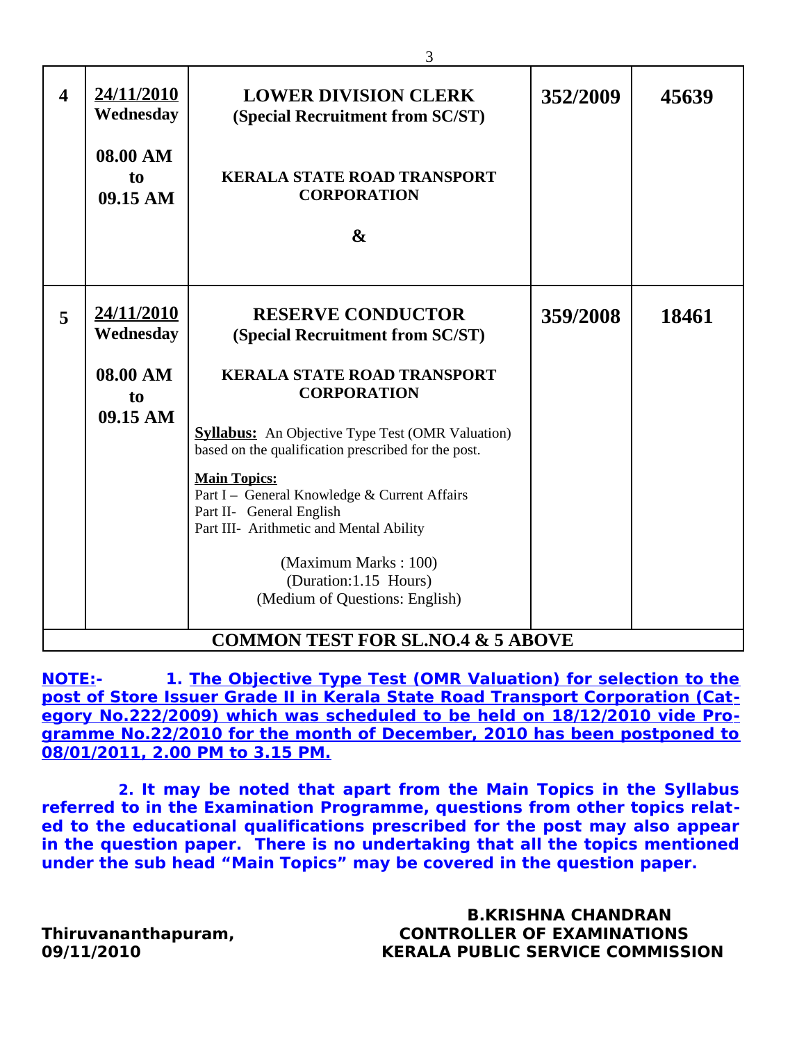| | | | | |
|---|---|---|---|---|
| **4** | **24/11/2010** **Wednesday** **08.00 AM to 09.15 AM** | **LOWER DIVISION CLERK** **(Special Recruitment from SC/ST)** **KERALA STATE ROAD TRANSPORT CORPORATION** **&** | **352/2009** | **45639** |
| **5** | **24/11/2010** **Wednesday** **08.00 AM to 09.15 AM** | **RESERVE CONDUCTOR** **(Special Recruitment from SC/ST)** **KERALA STATE ROAD TRANSPORT CORPORATION** **Syllabus:** An Objective Type Test (OMR Valuation) based on the qualification prescribed for the post. **Main Topics:** Part I – General Knowledge & Current Affairs Part II- General English Part III- Arithmetic and Mental Ability (Maximum Marks : 100) (Duration:1.15 Hours) (Medium of Questions: English) | **359/2008** | **18461** |
| **COMMON TEST FOR SL.NO.4 & 5 ABOVE** | | | | |

**NOTE:-** **1. The Objective Type Test (OMR Valuation) for selection to the post of Store Issuer Grade II in Kerala State Road Transport Corporation (Category No.222/2009) which was scheduled to be held on 18/12/2010 vide Programme No.22/2010 for the month of December, 2010 has been postponed to 08/01/2011, 2.00 PM to 3.15 PM.**

**2. It may be noted that apart from the Main Topics in the Syllabus referred to in the Examination Programme, questions from other topics related to the educational qualifications prescribed for the post may also appear in the question paper. There is no undertaking that all the topics mentioned under the sub head "Main Topics" may be covered in the question paper.**

**Thiruvananthapuram,**
**09/11/2010**

**B.KRISHNA CHANDRAN**
**CONTROLLER OF EXAMINATIONS**
**KERALA PUBLIC SERVICE COMMISSION**